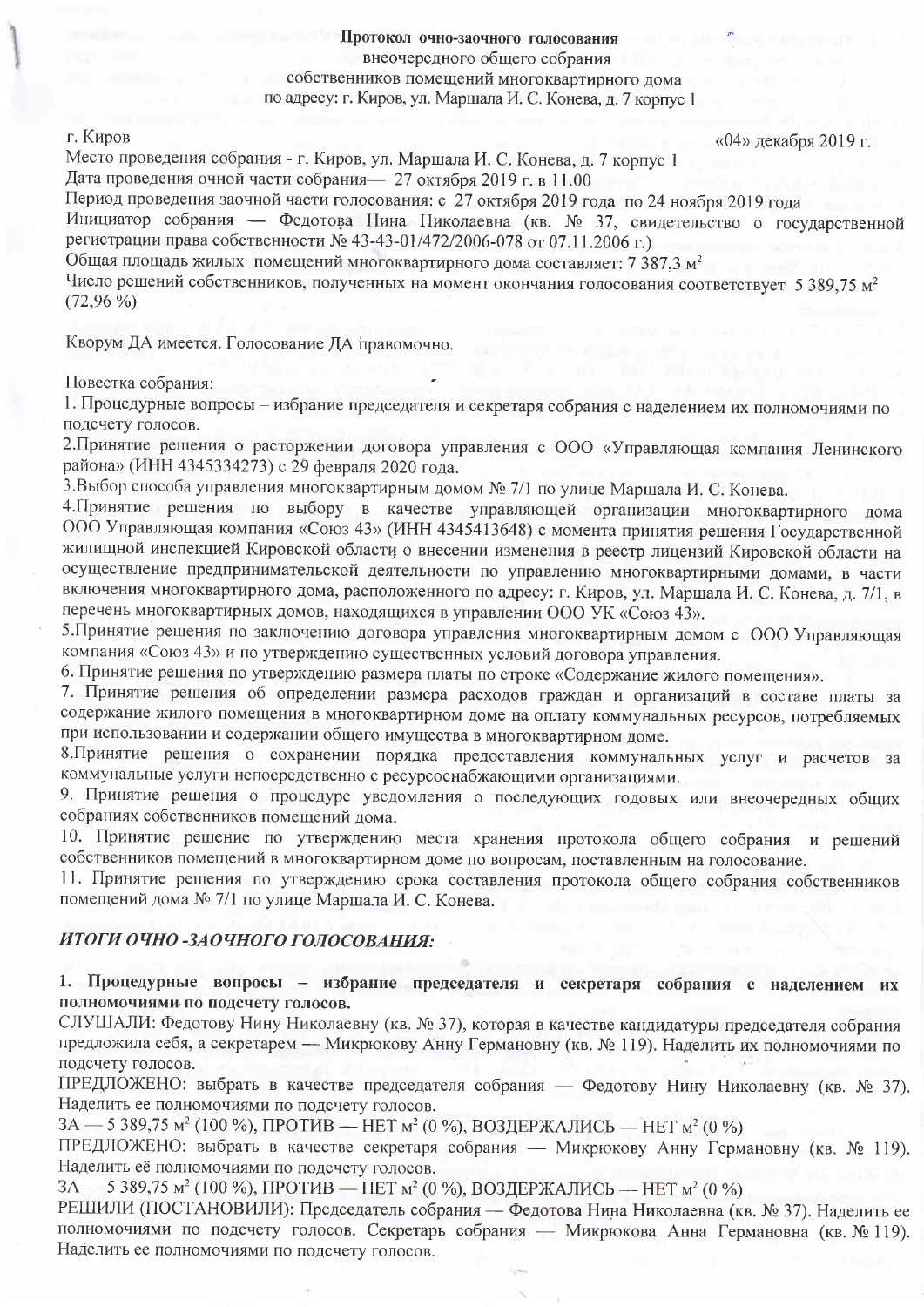# Протокол очно-заочного голосования

внеочередного общего собрания
собственников помещений многоквартирного дома
по адресу: г. Киров, ул. Маршала И. С. Конева, д. 7 корпус 1

г. Киров «04» декабря 2019 г.

Место проведения собрания - г. Киров, ул. Маршала И. С. Конева, д. 7 корпус 1

Дата проведения очной части собрания— 27 октября 2019 г. в 11.00

Период проведения заочной части голосования: с 27 октября 2019 года по 24 ноября 2019 года

Инициатор собрания — Федотова Нина Николаевна (кв. № 37, свидетельство о государственной регистрации права собственности № 43-43-01/472/2006-078 от 07.11.2006 г.)

Общая площадь жилых помещений многоквартирного дома составляет: 7 387,3 м²

Число решений собственников, полученных на момент окончания голосования соответствует 5 389,75 м² (72,96 %)

Кворум ДА имеется. Голосование ДА правомочно.

Повестка собрания:

1. Процедурные вопросы – избрание председателя и секретаря собрания с наделением их полномочиями по подсчету голосов.
2. Принятие решения о расторжении договора управления с ООО «Управляющая компания Ленинского района» (ИНН 4345334273) с 29 февраля 2020 года.
3. Выбор способа управления многоквартирным домом № 7/1 по улице Маршала И. С. Конева.
4. Принятие решения по выбору в качестве управляющей организации многоквартирного дома ООО Управляющая компания «Союз 43» (ИНН 4345413648) с момента принятия решения Государственной жилищной инспекцией Кировской области о внесении изменения в реестр лицензий Кировской области на осуществление предпринимательской деятельности по управлению многоквартирными домами, в части включения многоквартирного дома, расположенного по адресу: г. Киров, ул. Маршала И. С. Конева, д. 7/1, в перечень многоквартирных домов, находящихся в управлении ООО УК «Союз 43».
5. Принятие решения по заключению договора управления многоквартирным домом с ООО Управляющая компания «Союз 43» и по утверждению существенных условий договора управления.
6. Принятие решения по утверждению размера платы по строке «Содержание жилого помещения».
7. Принятие решения об определении размера расходов граждан и организаций в составе платы за содержание жилого помещения в многоквартирном доме на оплату коммунальных ресурсов, потребляемых при использовании и содержании общего имущества в многоквартирном доме.
8. Принятие решения о сохранении порядка предоставления коммунальных услуг и расчетов за коммунальные услуги непосредственно с ресурсоснабжающими организациями.
9. Принятие решения о процедуре уведомления о последующих годовых или внеочередных общих собраниях собственников помещений дома.
10. Принятие решение по утверждению места хранения протокола общего собрания и решений собственников помещений в многоквартирном доме по вопросам, поставленным на голосование.
11. Принятие решения по утверждению срока составления протокола общего собрания собственников помещений дома № 7/1 по улице Маршала И. С. Конева.

## *ИТОГИ ОЧНО -ЗАОЧНОГО ГОЛОСОВАНИЯ:*

**1. Процедурные вопросы – избрание председателя и секретаря собрания с наделением их полномочиями по подсчету голосов.**

СЛУШАЛИ: Федотову Нину Николаевну (кв. № 37), которая в качестве кандидатуры председателя собрания предложила себя, а секретарем — Микрюкову Анну Германовну (кв. № 119). Наделить их полномочиями по подсчету голосов.

ПРЕДЛОЖЕНО: выбрать в качестве председателя собрания — Федотову Нину Николаевну (кв. № 37). Наделить ее полномочиями по подсчету голосов.

ЗА — 5 389,75 м² (100 %), ПРОТИВ — НЕТ м² (0 %), ВОЗДЕРЖАЛИСЬ — НЕТ м² (0 %)

ПРЕДЛОЖЕНО: выбрать в качестве секретаря собрания — Микрюкову Анну Германовну (кв. № 119). Наделить её полномочиями по подсчету голосов.

ЗА — 5 389,75 м² (100 %), ПРОТИВ — НЕТ м² (0 %), ВОЗДЕРЖАЛИСЬ — НЕТ м² (0 %)

РЕШИЛИ (ПОСТАНОВИЛИ): Председатель собрания — Федотова Нина Николаевна (кв. № 37). Наделить ее полномочиями по подсчету голосов. Секретарь собрания — Микрюкова Анна Германовна (кв. № 119). Наделить ее полномочиями по подсчету голосов.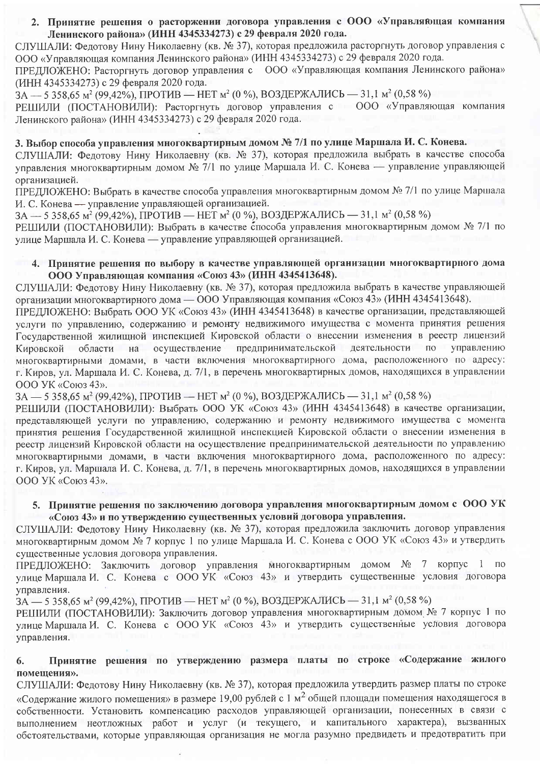**2. Принятие решения о расторжении договора управления с ООО «Управляющая компания Ленинского района» (ИНН 4345334273) с 29 февраля 2020 года.**

СЛУШАЛИ: Федотову Нину Николаевну (кв. № 37), которая предложила расторгнуть договор управления с ООО «Управляющая компания Ленинского района» (ИНН 4345334273) с 29 февраля 2020 года.

ПРЕДЛОЖЕНО: Расторгнуть договор управления с ООО «Управляющая компания Ленинского района» (ИНН 4345334273) с 29 февраля 2020 года.

ЗА — 5 358,65 м² (99,42%), ПРОТИВ — НЕТ м² (0 %), ВОЗДЕРЖАЛИСЬ — 31,1 м² (0,58 %)

РЕШИЛИ (ПОСТАНОВИЛИ): Расторгнуть договор управления с ООО «Управляющая компания Ленинского района» (ИНН 4345334273) с 29 февраля 2020 года.

**3. Выбор способа управления многоквартирным домом № 7/1 по улице Маршала И. С. Конева.**

СЛУШАЛИ: Федотову Нину Николаевну (кв. № 37), которая предложила выбрать в качестве способа управления многоквартирным домом № 7/1 по улице Маршала И. С. Конева — управление управляющей организацией.

ПРЕДЛОЖЕНО: Выбрать в качестве способа управления многоквартирным домом № 7/1 по улице Маршала И. С. Конева — управление управляющей организацией.

ЗА — 5 358,65 м² (99,42%), ПРОТИВ — НЕТ м² (0 %), ВОЗДЕРЖАЛИСЬ — 31,1 м² (0,58 %)

РЕШИЛИ (ПОСТАНОВИЛИ): Выбрать в качестве способа управления многоквартирным домом № 7/1 по улице Маршала И. С. Конева — управление управляющей организацией.

**4. Принятие решения по выбору в качестве управляющей организации многоквартирного дома ООО Управляющая компания «Союз 43» (ИНН 4345413648).**

СЛУШАЛИ: Федотову Нину Николаевну (кв. № 37), которая предложила выбрать в качестве управляющей организации многоквартирного дома — ООО Управляющая компания «Союз 43» (ИНН 4345413648).

ПРЕДЛОЖЕНО: Выбрать ООО УК «Союз 43» (ИНН 4345413648) в качестве организации, представляющей услуги по управлению, содержанию и ремонту недвижимого имущества с момента принятия решения Государственной жилищной инспекцией Кировской области о внесении изменения в реестр лицензий Кировской области на осуществление предпринимательской деятельности по управлению многоквартирными домами, в части включения многоквартирного дома, расположенного по адресу: г. Киров, ул. Маршала И. С. Конева, д. 7/1, в перечень многоквартирных домов, находящихся в управлении ООО УК «Союз 43».

ЗА — 5 358,65 м² (99,42%), ПРОТИВ — НЕТ м² (0 %), ВОЗДЕРЖАЛИСЬ — 31,1 м² (0,58 %)

РЕШИЛИ (ПОСТАНОВИЛИ): Выбрать ООО УК «Союз 43» (ИНН 4345413648) в качестве организации, представляющей услуги по управлению, содержанию и ремонту недвижимого имущества с момента принятия решения Государственной жилищной инспекцией Кировской области о внесении изменения в реестр лицензий Кировской области на осуществление предпринимательской деятельности по управлению многоквартирными домами, в части включения многоквартирного дома, расположенного по адресу: г. Киров, ул. Маршала И. С. Конева, д. 7/1, в перечень многоквартирных домов, находящихся в управлении ООО УК «Союз 43».

**5. Принятие решения по заключению договора управления многоквартирным домом с ООО УК «Союз 43» и по утверждению существенных условий договора управления.**

СЛУШАЛИ: Федотову Нину Николаевну (кв. № 37), которая предложила заключить договор управления многоквартирным домом № 7 корпус 1 по улице Маршала И. С. Конева с ООО УК «Союз 43» и утвердить существенные условия договора управления.

ПРЕДЛОЖЕНО: Заключить договор управления многоквартирным домом № 7 корпус 1 по улице Маршала И. С. Конева с ООО УК «Союз 43» и утвердить существенные условия договора управления.

ЗА — 5 358,65 м² (99,42%), ПРОТИВ — НЕТ м² (0 %), ВОЗДЕРЖАЛИСЬ — 31,1 м² (0,58 %)

РЕШИЛИ (ПОСТАНОВИЛИ): Заключить договор управления многоквартирным домом № 7 корпус 1 по улице Маршала И. С. Конева с ООО УК «Союз 43» и утвердить существенные условия договора управления.

**6. Принятие решения по утверждению размера платы по строке «Содержание жилого помещения».**

СЛУШАЛИ: Федотову Нину Николаевну (кв. № 37), которая предложила утвердить размер платы по строке «Содержание жилого помещения» в размере 19,00 рублей с 1 м² общей площади помещения находящегося в собственности. Установить компенсацию расходов управляющей организации, понесенных в связи с выполнением неотложных работ и услуг (и текущего, и капитального характера), вызванных обстоятельствами, которые управляющая организация не могла разумно предвидеть и предотвратить при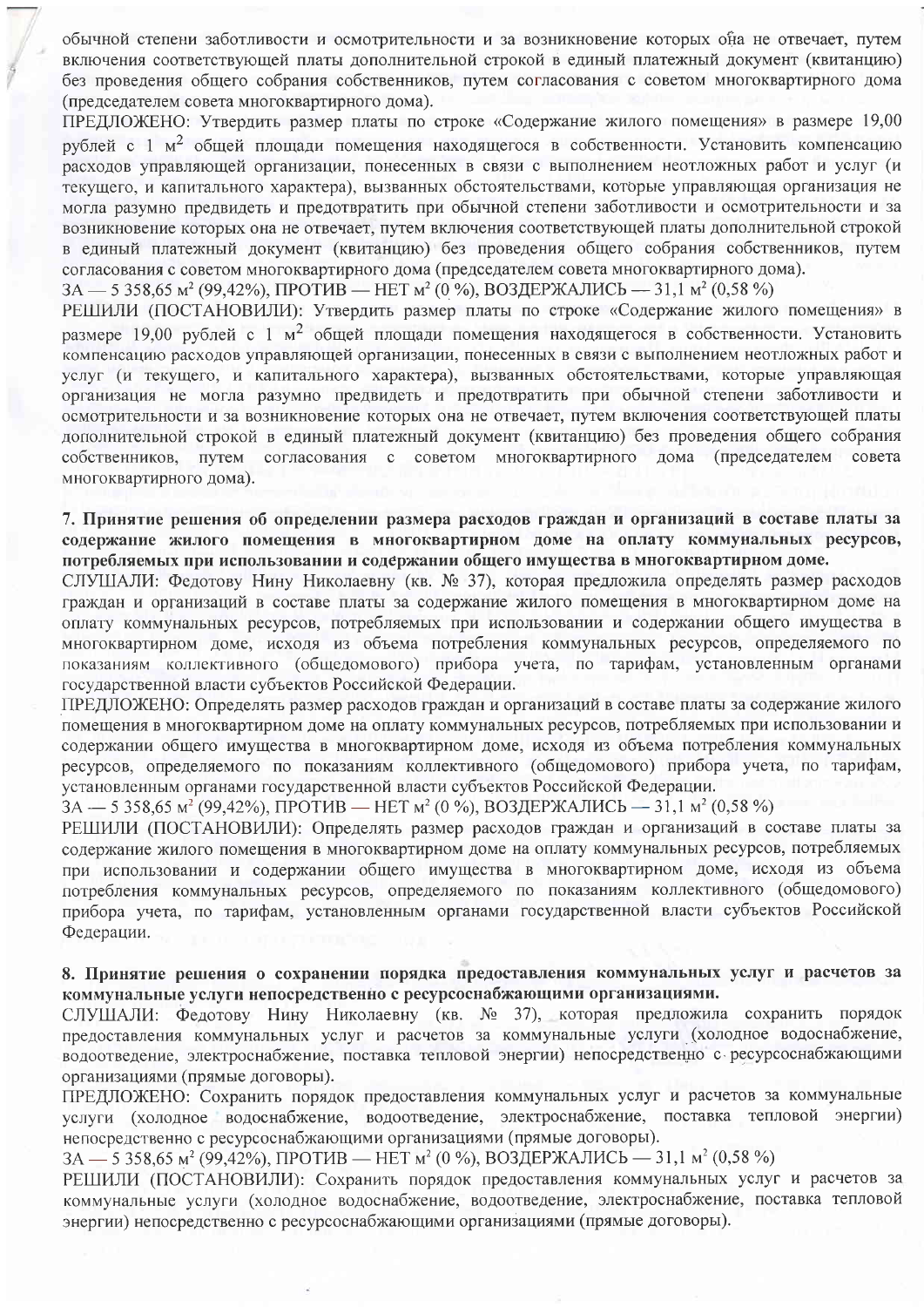обычной степени заботливости и осмотрительности и за возникновение которых она не отвечает, путем включения соответствующей платы дополнительной строкой в единый платежный документ (квитанцию) без проведения общего собрания собственников, путем согласования с советом многоквартирного дома (председателем совета многоквартирного дома).

ПРЕДЛОЖЕНО: Утвердить размер платы по строке «Содержание жилого помещения» в размере 19,00 рублей с 1 м$^2$ общей площади помещения находящегося в собственности. Установить компенсацию расходов управляющей организации, понесенных в связи с выполнением неотложных работ и услуг (и текущего, и капитального характера), вызванных обстоятельствами, которые управляющая организация не могла разумно предвидеть и предотвратить при обычной степени заботливости и осмотрительности и за возникновение которых она не отвечает, путем включения соответствующей платы дополнительной строкой в единый платежный документ (квитанцию) без проведения общего собрания собственников, путем согласования с советом многоквартирного дома (председателем совета многоквартирного дома).

ЗА — 5 358,65 м$^2$ (99,42%), ПРОТИВ — НЕТ м$^2$ (0 %), ВОЗДЕРЖАЛИСЬ — 31,1 м$^2$ (0,58 %)

РЕШИЛИ (ПОСТАНОВИЛИ): Утвердить размер платы по строке «Содержание жилого помещения» в размере 19,00 рублей с 1 м$^2$ общей площади помещения находящегося в собственности. Установить компенсацию расходов управляющей организации, понесенных в связи с выполнением неотложных работ и услуг (и текущего, и капитального характера), вызванных обстоятельствами, которые управляющая организация не могла разумно предвидеть и предотвратить при обычной степени заботливости и осмотрительности и за возникновение которых она не отвечает, путем включения соответствующей платы дополнительной строкой в единый платежный документ (квитанцию) без проведения общего собрания собственников, путем согласования с советом многоквартирного дома (председателем совета многоквартирного дома).

**7. Принятие решения об определении размера расходов граждан и организаций в составе платы за содержание жилого помещения в многоквартирном доме на оплату коммунальных ресурсов, потребляемых при использовании и содержании общего имущества в многоквартирном доме.**

СЛУШАЛИ: Федотову Нину Николаевну (кв. № 37), которая предложила определять размер расходов граждан и организаций в составе платы за содержание жилого помещения в многоквартирном доме на оплату коммунальных ресурсов, потребляемых при использовании и содержании общего имущества в многоквартирном доме, исходя из объема потребления коммунальных ресурсов, определяемого по показаниям коллективного (общедомового) прибора учета, по тарифам, установленным органами государственной власти субъектов Российской Федерации.

ПРЕДЛОЖЕНО: Определять размер расходов граждан и организаций в составе платы за содержание жилого помещения в многоквартирном доме на оплату коммунальных ресурсов, потребляемых при использовании и содержании общего имущества в многоквартирном доме, исходя из объема потребления коммунальных ресурсов, определяемого по показаниям коллективного (общедомового) прибора учета, по тарифам, установленным органами государственной власти субъектов Российской Федерации.

ЗА — 5 358,65 м$^2$ (99,42%), ПРОТИВ — НЕТ м$^2$ (0 %), ВОЗДЕРЖАЛИСЬ — 31,1 м$^2$ (0,58 %)

РЕШИЛИ (ПОСТАНОВИЛИ): Определять размер расходов граждан и организаций в составе платы за содержание жилого помещения в многоквартирном доме на оплату коммунальных ресурсов, потребляемых при использовании и содержании общего имущества в многоквартирном доме, исходя из объема потребления коммунальных ресурсов, определяемого по показаниям коллективного (общедомового) прибора учета, по тарифам, установленным органами государственной власти субъектов Российской Федерации.

**8. Принятие решения о сохранении порядка предоставления коммунальных услуг и расчетов за коммунальные услуги непосредственно с ресурсоснабжающими организациями.**

СЛУШАЛИ: Федотову Нину Николаевну (кв. № 37), которая предложила сохранить порядок предоставления коммунальных услуг и расчетов за коммунальные услуги (холодное водоснабжение, водоотведение, электроснабжение, поставка тепловой энергии) непосредственно с ресурсоснабжающими организациями (прямые договоры).

ПРЕДЛОЖЕНО: Сохранить порядок предоставления коммунальных услуг и расчетов за коммунальные услуги (холодное водоснабжение, водоотведение, электроснабжение, поставка тепловой энергии) непосредственно с ресурсоснабжающими организациями (прямые договоры).

ЗА — 5 358,65 м$^2$ (99,42%), ПРОТИВ — НЕТ м$^2$ (0 %), ВОЗДЕРЖАЛИСЬ — 31,1 м$^2$ (0,58 %)

РЕШИЛИ (ПОСТАНОВИЛИ): Сохранить порядок предоставления коммунальных услуг и расчетов за коммунальные услуги (холодное водоснабжение, водоотведение, электроснабжение, поставка тепловой энергии) непосредственно с ресурсоснабжающими организациями (прямые договоры).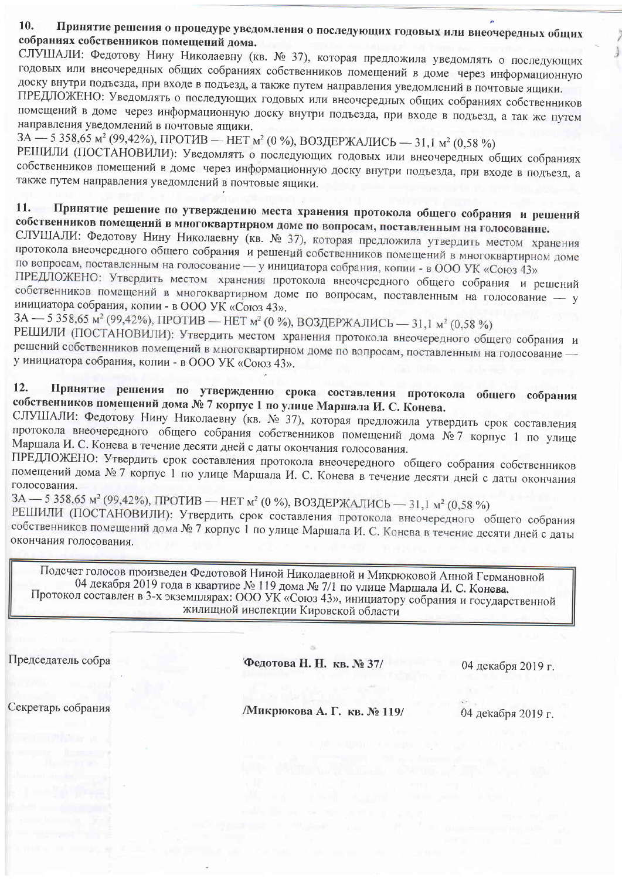**10. Принятие решения о процедуре уведомления о последующих годовых или внеочередных общих собраниях собственников помещений дома.**

СЛУШАЛИ: Федотову Нину Николаевну (кв. № 37), которая предложила уведомлять о последующих годовых или внеочередных общих собраниях собственников помещений в доме через информационную доску внутри подъезда, при входе в подъезд, а также путем направления уведомлений в почтовые ящики.

ПРЕДЛОЖЕНО: Уведомлять о последующих годовых или внеочередных общих собраниях собственников помещений в доме через информационную доску внутри подъезда, при входе в подъезд, а так же путем направления уведомлений в почтовые ящики.

ЗА — 5 358,65 м² (99,42%), ПРОТИВ — НЕТ м² (0 %), ВОЗДЕРЖАЛИСЬ — 31,1 м² (0,58 %)

РЕШИЛИ (ПОСТАНОВИЛИ): Уведомлять о последующих годовых или внеочередных общих собраниях собственников помещений в доме через информационную доску внутри подъезда, при входе в подъезд, а также путем направления уведомлений в почтовые ящики.

**11. Принятие решение по утверждению места хранения протокола общего собрания и решений собственников помещений в многоквартирном доме по вопросам, поставленным на голосование.**

СЛУШАЛИ: Федотову Нину Николаевну (кв. № 37), которая предложила утвердить местом хранения протокола внеочередного общего собрания и решений собственников помещений в многоквартирном доме по вопросам, поставленным на голосование — у инициатора собрания, копии - в ООО УК «Союз 43»

ПРЕДЛОЖЕНО: Утвердить местом хранения протокола внеочередного общего собрания и решений собственников помещений в многоквартирном доме по вопросам, поставленным на голосование — у инициатора собрания, копии - в ООО УК «Союз 43».

ЗА — 5 358,65 м² (99,42%), ПРОТИВ — НЕТ м² (0 %), ВОЗДЕРЖАЛИСЬ — 31,1 м² (0,58 %)

РЕШИЛИ (ПОСТАНОВИЛИ): Утвердить местом хранения протокола внеочередного общего собрания и решений собственников помещений в многоквартирном доме по вопросам, поставленным на голосование — у инициатора собрания, копии - в ООО УК «Союз 43».

**12. Принятие решения по утверждению срока составления протокола общего собрания собственников помещений дома № 7 корпус 1 по улице Маршала И. С. Конева.**

СЛУШАЛИ: Федотову Нину Николаевну (кв. № 37), которая предложила утвердить срок составления протокола внеочередного общего собрания собственников помещений дома № 7 корпус 1 по улице Маршала И. С. Конева в течение десяти дней с даты окончания голосования.

ПРЕДЛОЖЕНО: Утвердить срок составления протокола внеочередного общего собрания собственников помещений дома № 7 корпус 1 по улице Маршала И. С. Конева в течение десяти дней с даты окончания голосования.

ЗА — 5 358,65 м² (99,42%), ПРОТИВ — НЕТ м² (0 %), ВОЗДЕРЖАЛИСЬ — 31,1 м² (0,58 %)

РЕШИЛИ (ПОСТАНОВИЛИ): Утвердить срок составления протокола внеочередного общего собрания собственников помещений дома № 7 корпус 1 по улице Маршала И. С. Конева в течение десяти дней с даты окончания голосования.

Подсчет голосов произведен Федотовой Ниной Николаевной и Микрюковой Анной Германовной 04 декабря 2019 года в квартире № 119 дома № 7/1 по улице Маршала И. С. Конева.
Протокол составлен в 3-х экземплярах: ООО УК «Союз 43», инициатору собрания и государственной жилищной инспекции Кировской области

Председатель собра **Федотова Н. Н. кв. № 37/** 04 декабря 2019 г.

Секретарь собрания **/Микрюкова А. Г. кв. № 119/** 04 декабря 2019 г.